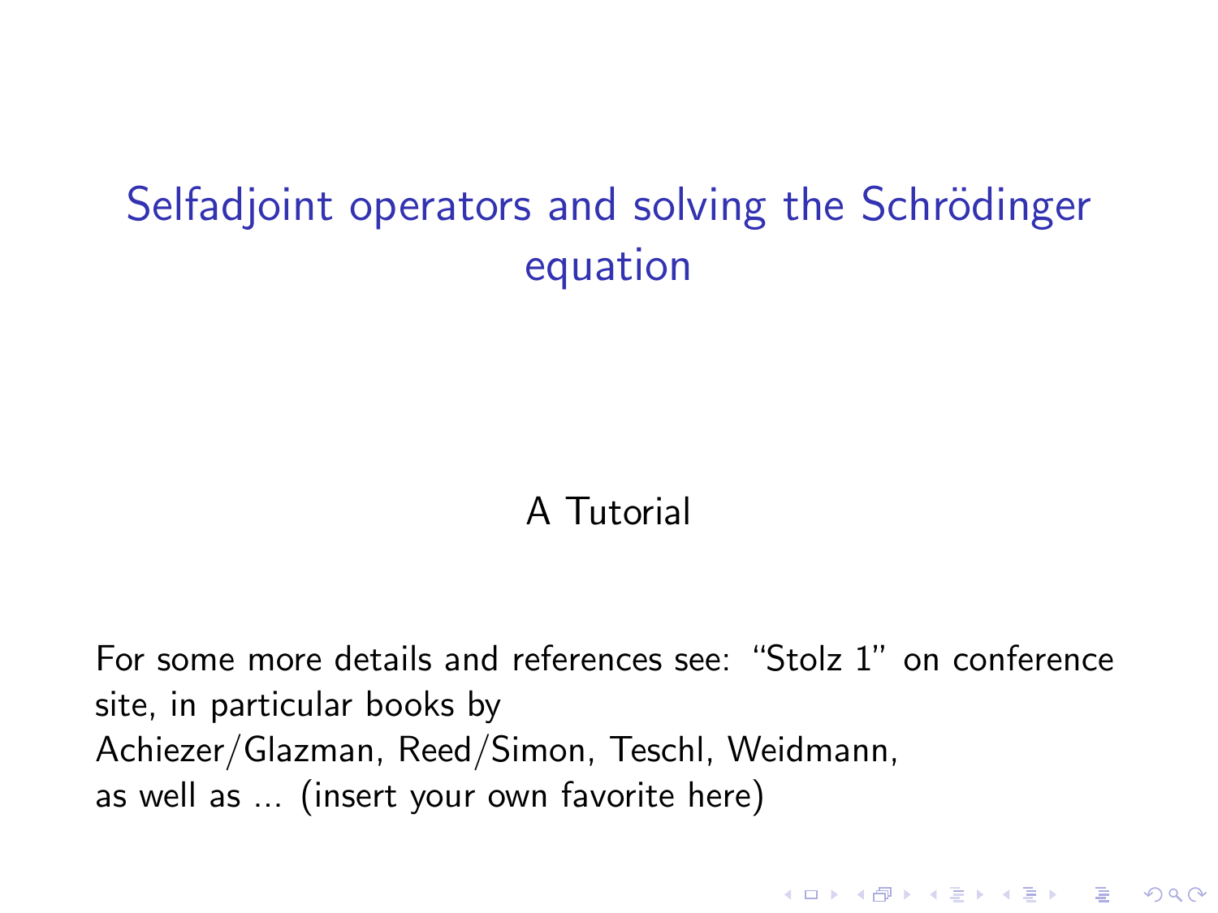# Selfadjoint operators and solving the Schrödinger equation

A Tutorial

For some more details and references see: "Stolz 1" on conference site, in particular books by
Achiezer/Glazman, Reed/Simon, Teschl, Weidmann,
as well as ... (insert your own favorite here)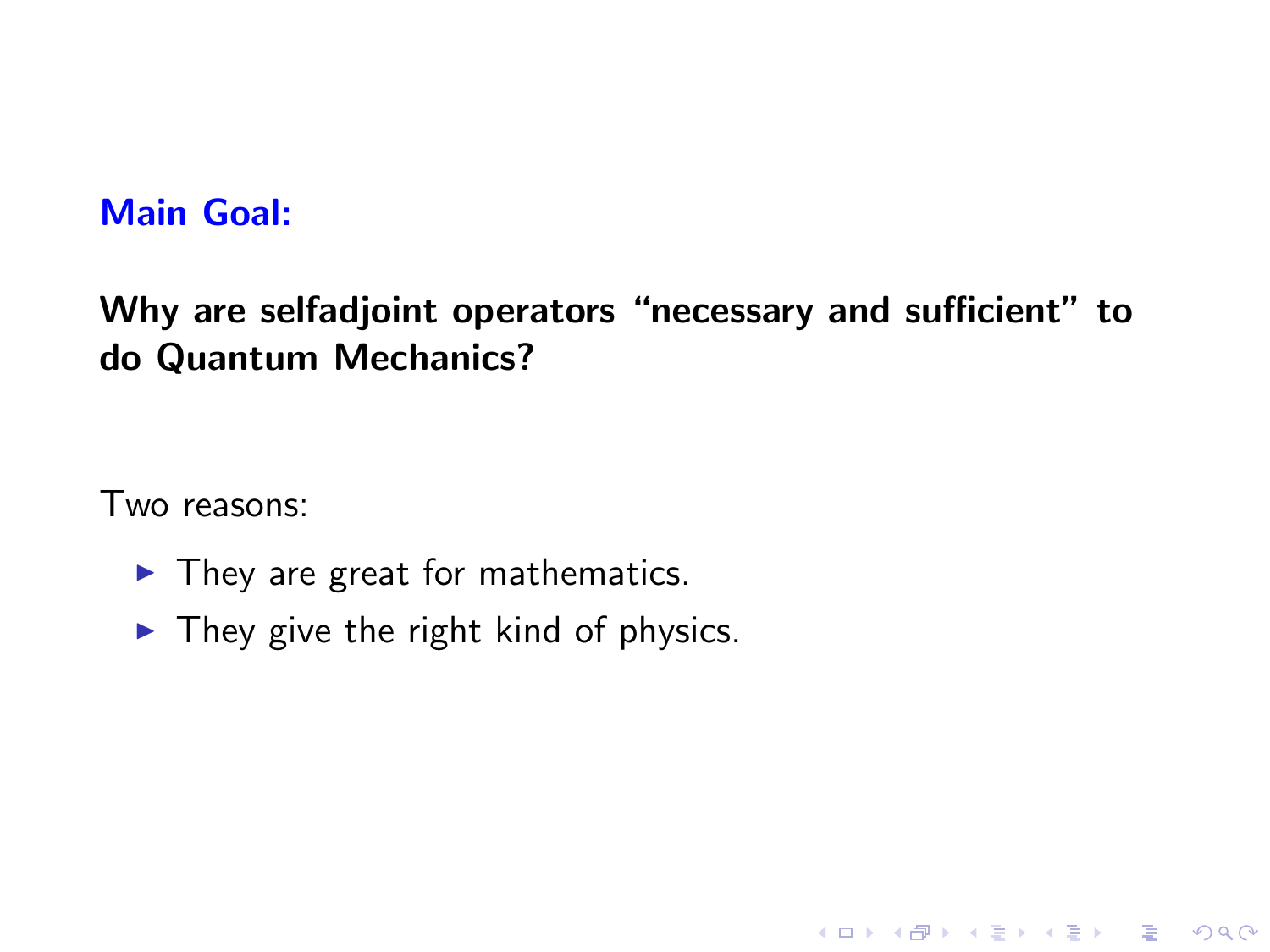## Main Goal:

**Why are selfadjoint operators “necessary and sufficient” to do Quantum Mechanics?**

Two reasons:

- They are great for mathematics.
- They give the right kind of physics.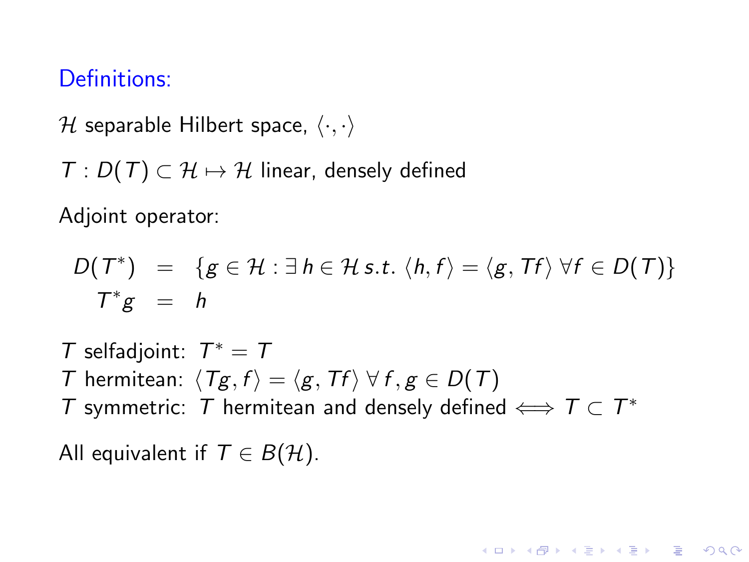## Definitions:

$\mathcal{H}$ separable Hilbert space, $\langle \cdot, \cdot \rangle$

$T : D(T) \subset \mathcal{H} \mapsto \mathcal{H}$ linear, densely defined

Adjoint operator:

$$
\begin{aligned}
D(T^*) &= \{g \in \mathcal{H} : \exists\, h \in \mathcal{H}\, s.t.\ \langle h, f \rangle = \langle g, Tf \rangle\ \forall f \in D(T)\} \\
T^* g &= h
\end{aligned}
$$

$T$ selfadjoint: $T^* = T$
$T$ hermitean: $\langle Tg, f \rangle = \langle g, Tf \rangle\ \forall\, f, g \in D(T)$
$T$ symmetric: $T$ hermitean and densely defined $\iff T \subset T^*$

All equivalent if $T \in B(\mathcal{H})$.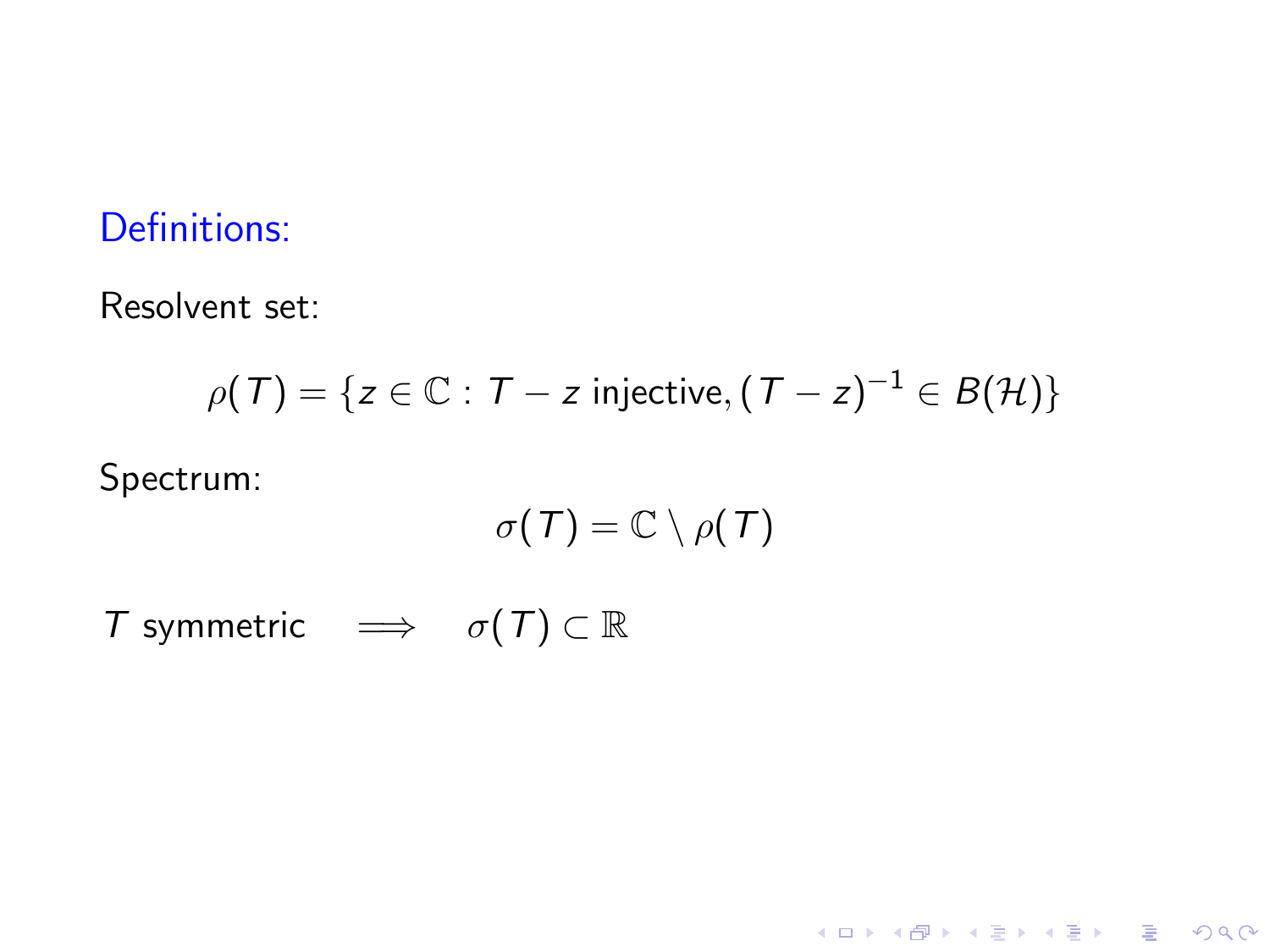## Definitions:

Resolvent set:

$$\rho(T) = \{z \in \mathbb{C} : T - z \text{ injective}, (T - z)^{-1} \in B(\mathcal{H})\}$$

Spectrum:

$$\sigma(T) = \mathbb{C} \setminus \rho(T)$$

$T$ symmetric $\implies$ $\sigma(T) \subset \mathbb{R}$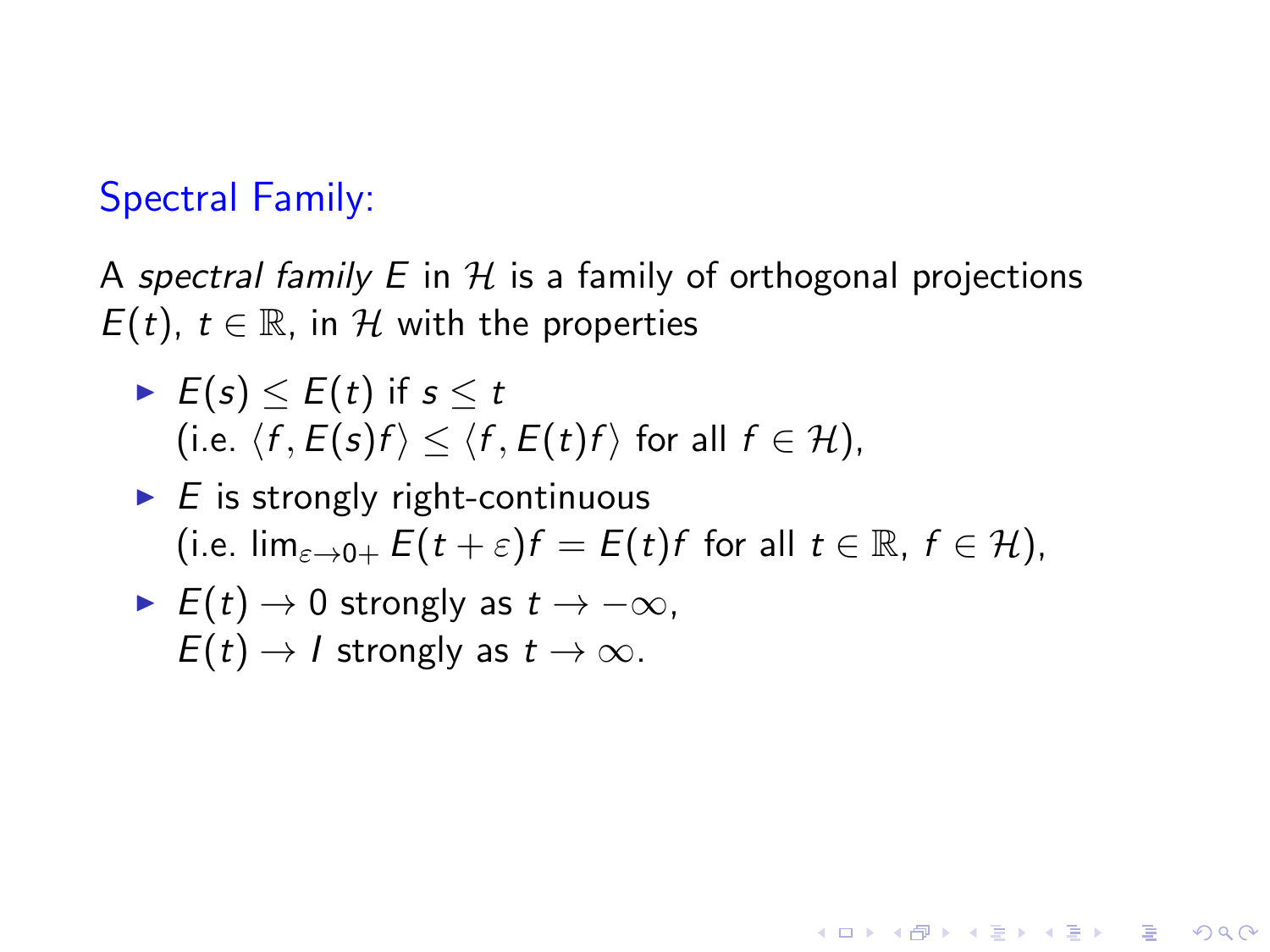## Spectral Family:

A *spectral family* $E$ in $\mathcal{H}$ is a family of orthogonal projections $E(t)$, $t \in \mathbb{R}$, in $\mathcal{H}$ with the properties

- $E(s) \leq E(t)$ if $s \leq t$
  (i.e. $\langle f, E(s)f \rangle \leq \langle f, E(t)f \rangle$ for all $f \in \mathcal{H}$),
- $E$ is strongly right-continuous
  (i.e. $\lim_{\varepsilon \to 0+} E(t+\varepsilon)f = E(t)f$ for all $t \in \mathbb{R}$, $f \in \mathcal{H}$),
- $E(t) \to 0$ strongly as $t \to -\infty$,
  $E(t) \to I$ strongly as $t \to \infty$.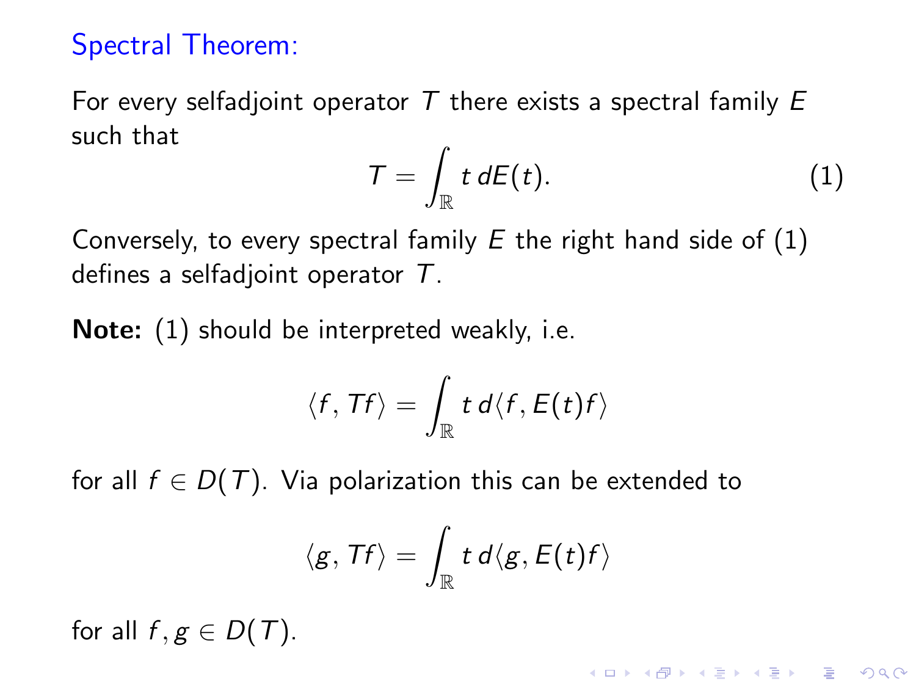## Spectral Theorem:

For every selfadjoint operator $T$ there exists a spectral family $E$ such that

$$T = \int_{\mathbb{R}} t \, dE(t). \tag{1}$$

Conversely, to every spectral family $E$ the right hand side of (1) defines a selfadjoint operator $T$.

**Note:** (1) should be interpreted weakly, i.e.

$$\langle f, Tf \rangle = \int_{\mathbb{R}} t \, d\langle f, E(t)f \rangle$$

for all $f \in D(T)$. Via polarization this can be extended to

$$\langle g, Tf \rangle = \int_{\mathbb{R}} t \, d\langle g, E(t)f \rangle$$

for all $f, g \in D(T)$.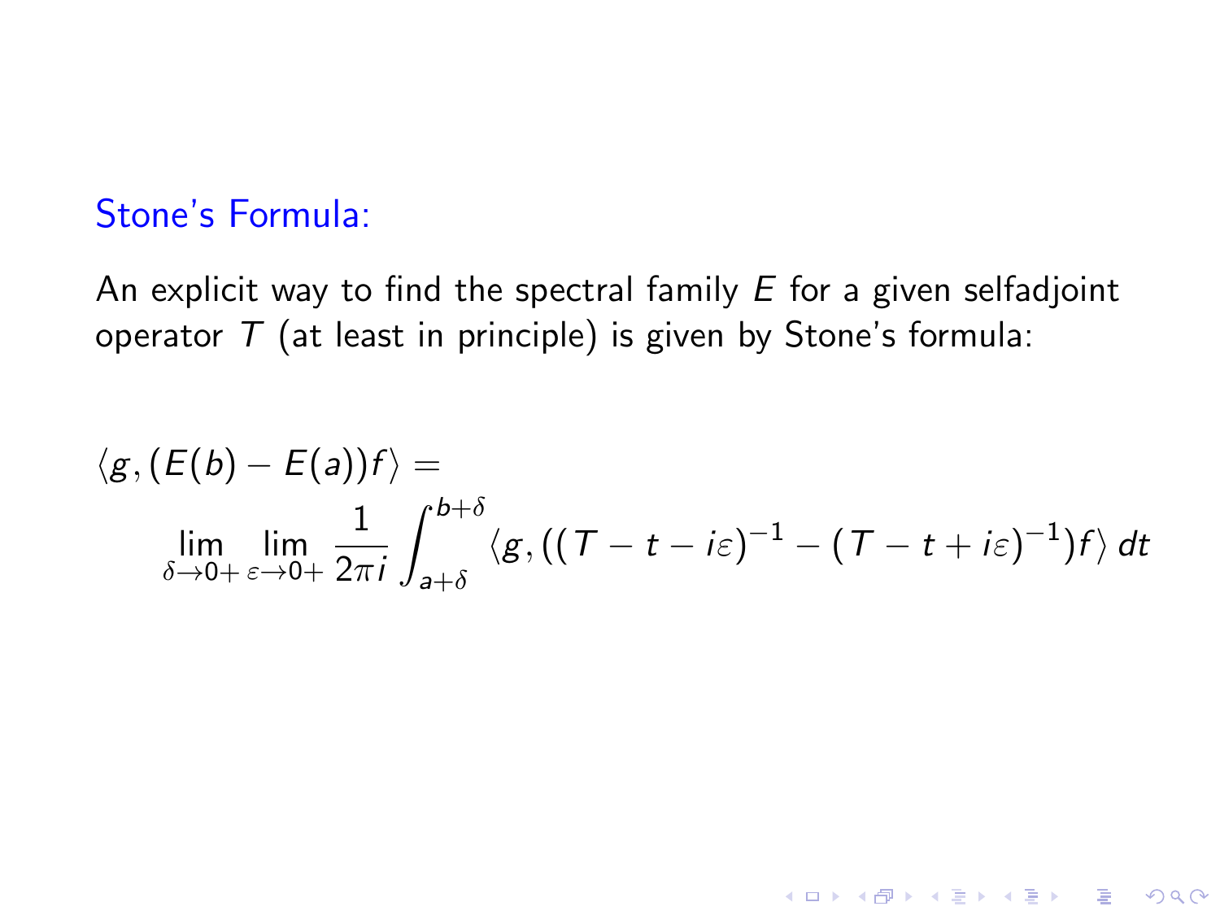## Stone's Formula:

An explicit way to find the spectral family $E$ for a given selfadjoint operator $T$ (at least in principle) is given by Stone's formula:

$$
\begin{aligned}
&\langle g, (E(b) - E(a))f \rangle = \\
&\qquad \lim_{\delta \to 0+} \lim_{\varepsilon \to 0+} \frac{1}{2\pi i} \int_{a+\delta}^{b+\delta} \langle g, ((T - t - i\varepsilon)^{-1} - (T - t + i\varepsilon)^{-1}) f \rangle \, dt
\end{aligned}
$$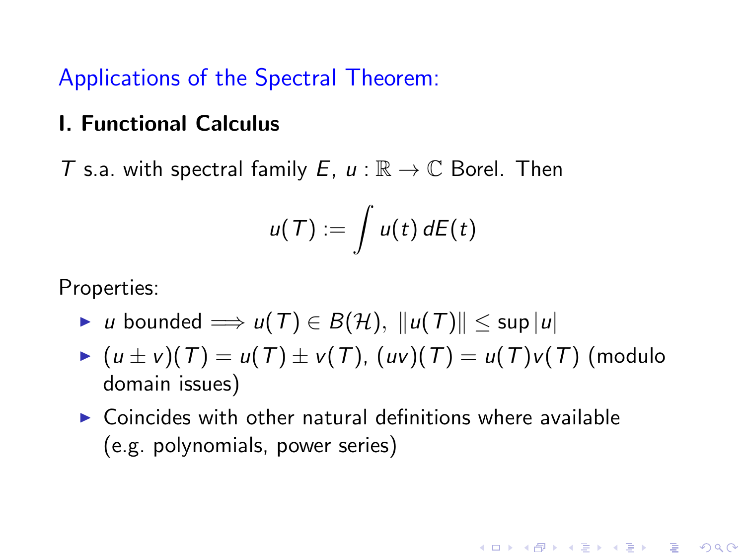## Applications of the Spectral Theorem:

### I. Functional Calculus

$T$ s.a. with spectral family $E$, $u : \mathbb{R} \to \mathbb{C}$ Borel. Then

$$u(T) := \int u(t)\, dE(t)$$

Properties:

- $u$ bounded $\Longrightarrow u(T) \in B(\mathcal{H}),\ \|u(T)\| \leq \sup |u|$
- $(u \pm v)(T) = u(T) \pm v(T)$, $(uv)(T) = u(T)v(T)$ (modulo domain issues)
- Coincides with other natural definitions where available (e.g. polynomials, power series)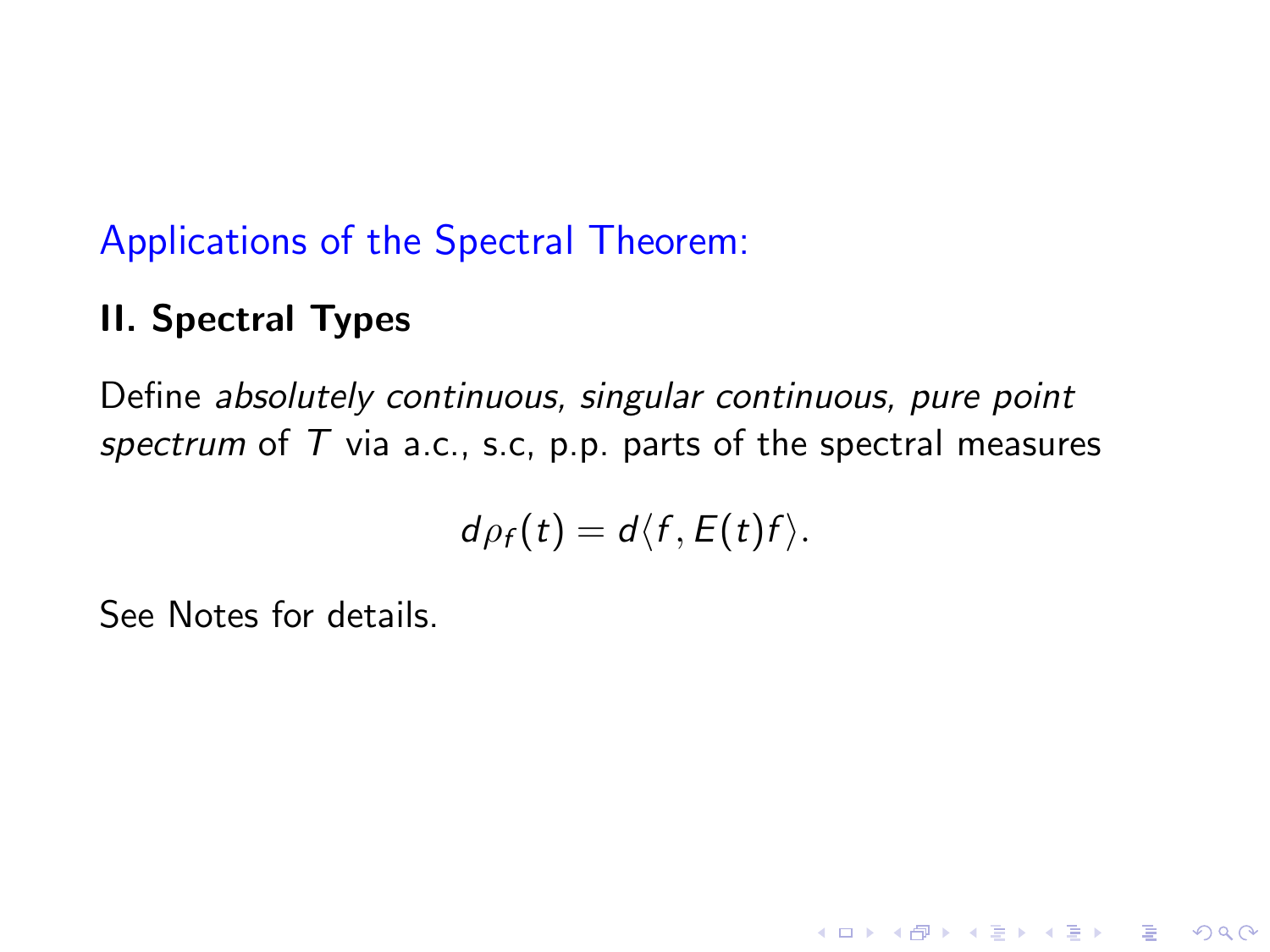## Applications of the Spectral Theorem:

**II. Spectral Types**

Define *absolutely continuous, singular continuous, pure point spectrum* of $T$ via a.c., s.c, p.p. parts of the spectral measures

$$d\rho_f(t) = d\langle f, E(t)f\rangle.$$

See Notes for details.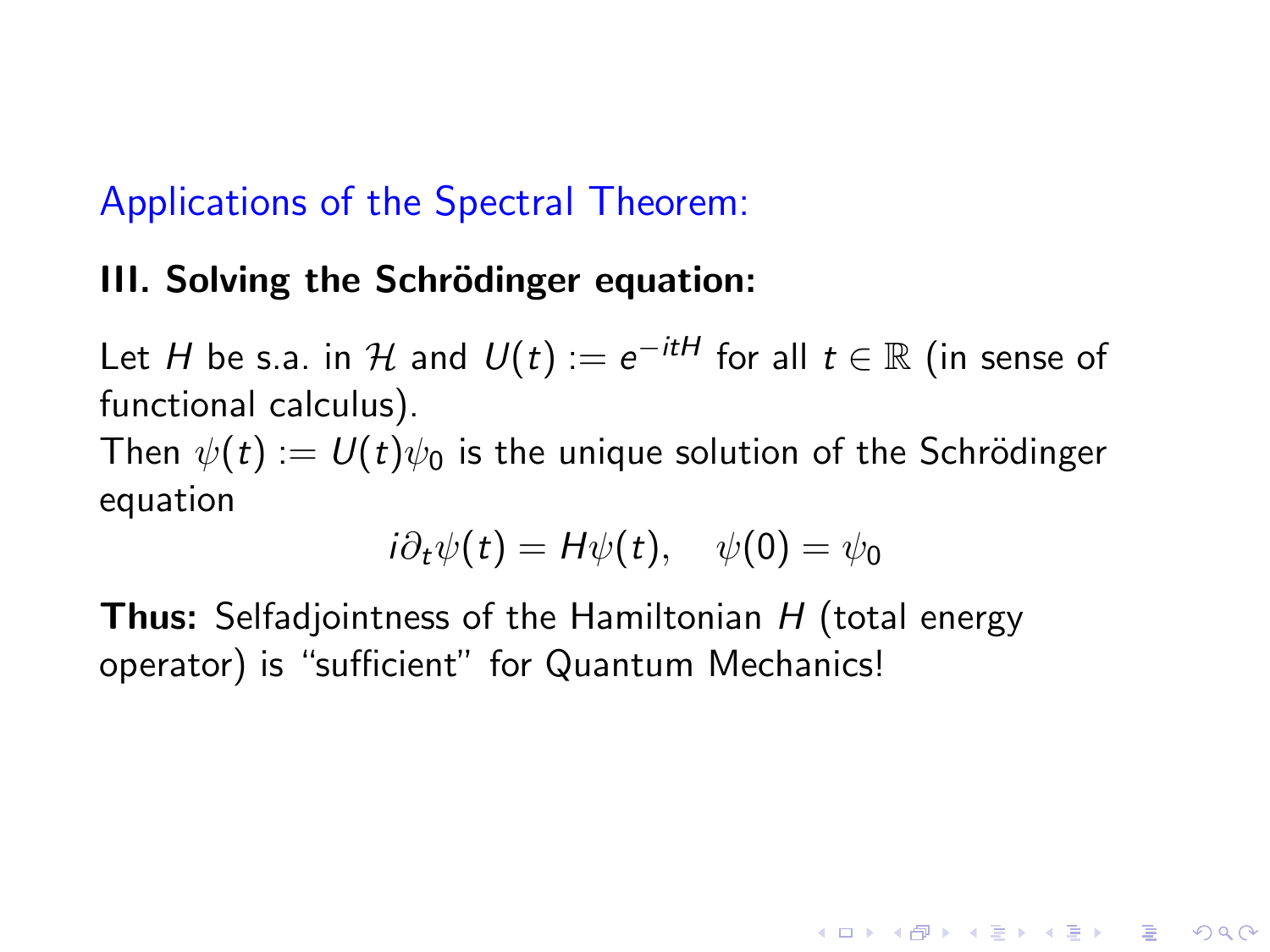## Applications of the Spectral Theorem:

**III. Solving the Schrödinger equation:**

Let $H$ be s.a. in $\mathcal{H}$ and $U(t) := e^{-itH}$ for all $t \in \mathbb{R}$ (in sense of functional calculus).

Then $\psi(t) := U(t)\psi_0$ is the unique solution of the Schrödinger equation

$$i\partial_t \psi(t) = H\psi(t), \quad \psi(0) = \psi_0$$

**Thus:** Selfadjointness of the Hamiltonian $H$ (total energy operator) is "sufficient" for Quantum Mechanics!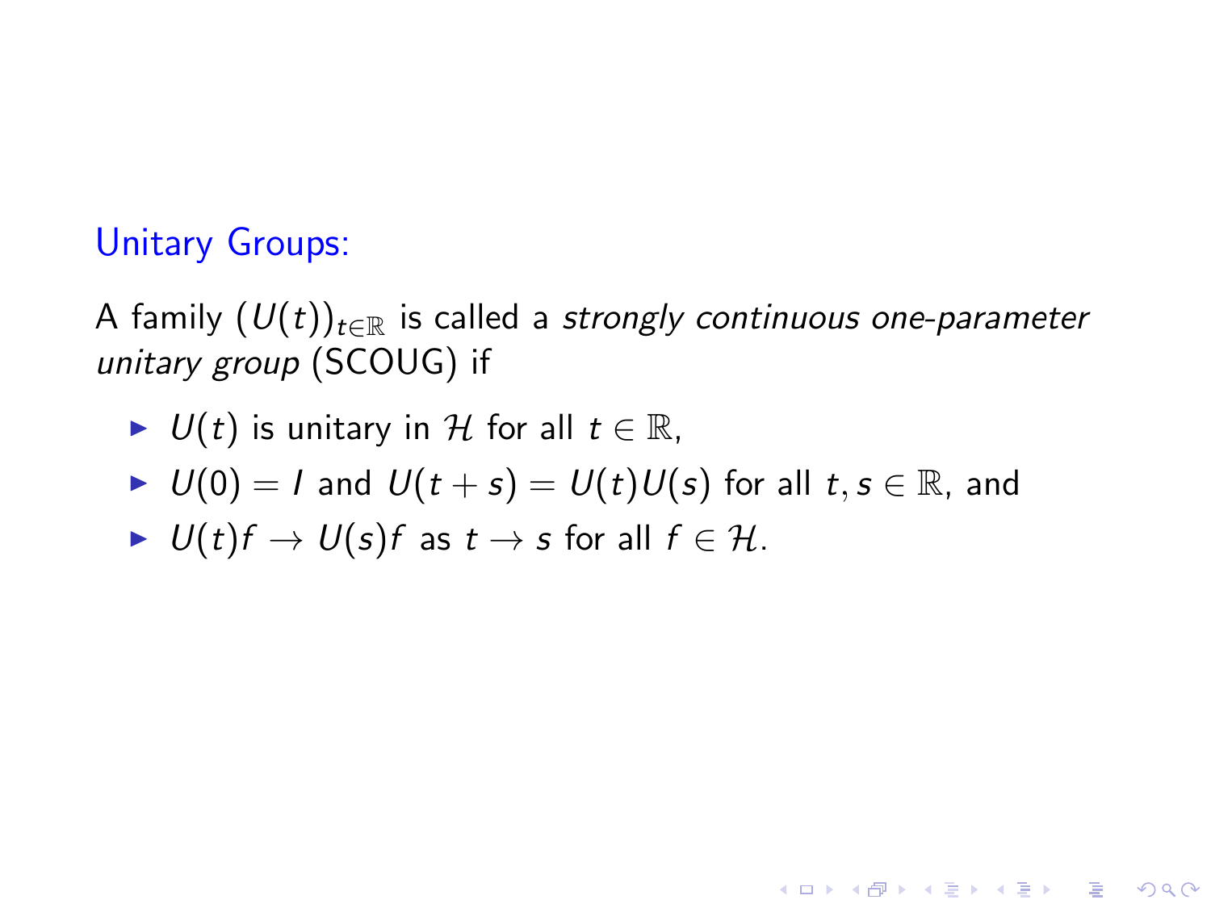## Unitary Groups:

A family $(U(t))_{t\in\mathbb{R}}$ is called a *strongly continuous one-parameter unitary group* (SCOUG) if

- $U(t)$ is unitary in $\mathcal{H}$ for all $t \in \mathbb{R}$,
- $U(0) = I$ and $U(t+s) = U(t)U(s)$ for all $t, s \in \mathbb{R}$, and
- $U(t)f \to U(s)f$ as $t \to s$ for all $f \in \mathcal{H}$.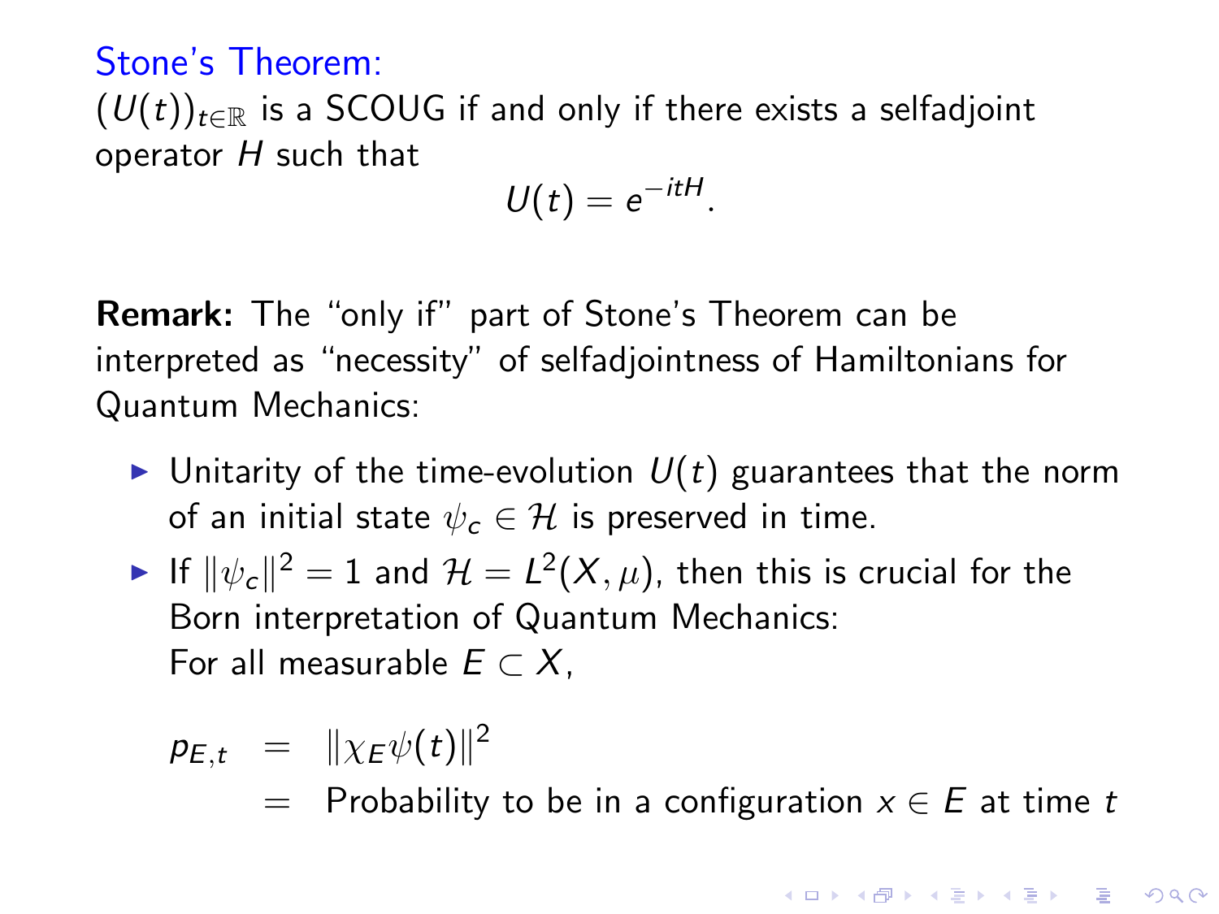## Stone's Theorem:

$(U(t))_{t\in\mathbb{R}}$ is a SCOUG if and only if there exists a selfadjoint operator $H$ such that

$$U(t) = e^{-itH}.$$

**Remark:** The "only if" part of Stone's Theorem can be interpreted as "necessity" of selfadjointness of Hamiltonians for Quantum Mechanics:

- Unitarity of the time-evolution $U(t)$ guarantees that the norm of an initial state $\psi_c \in \mathcal{H}$ is preserved in time.
- If $\|\psi_c\|^2 = 1$ and $\mathcal{H} = L^2(X, \mu)$, then this is crucial for the Born interpretation of Quantum Mechanics:
  For all measurable $E \subset X$,

$$\begin{aligned} p_{E,t} &= \|\chi_E \psi(t)\|^2 \\ &= \text{Probability to be in a configuration } x \in E \text{ at time } t \end{aligned}$$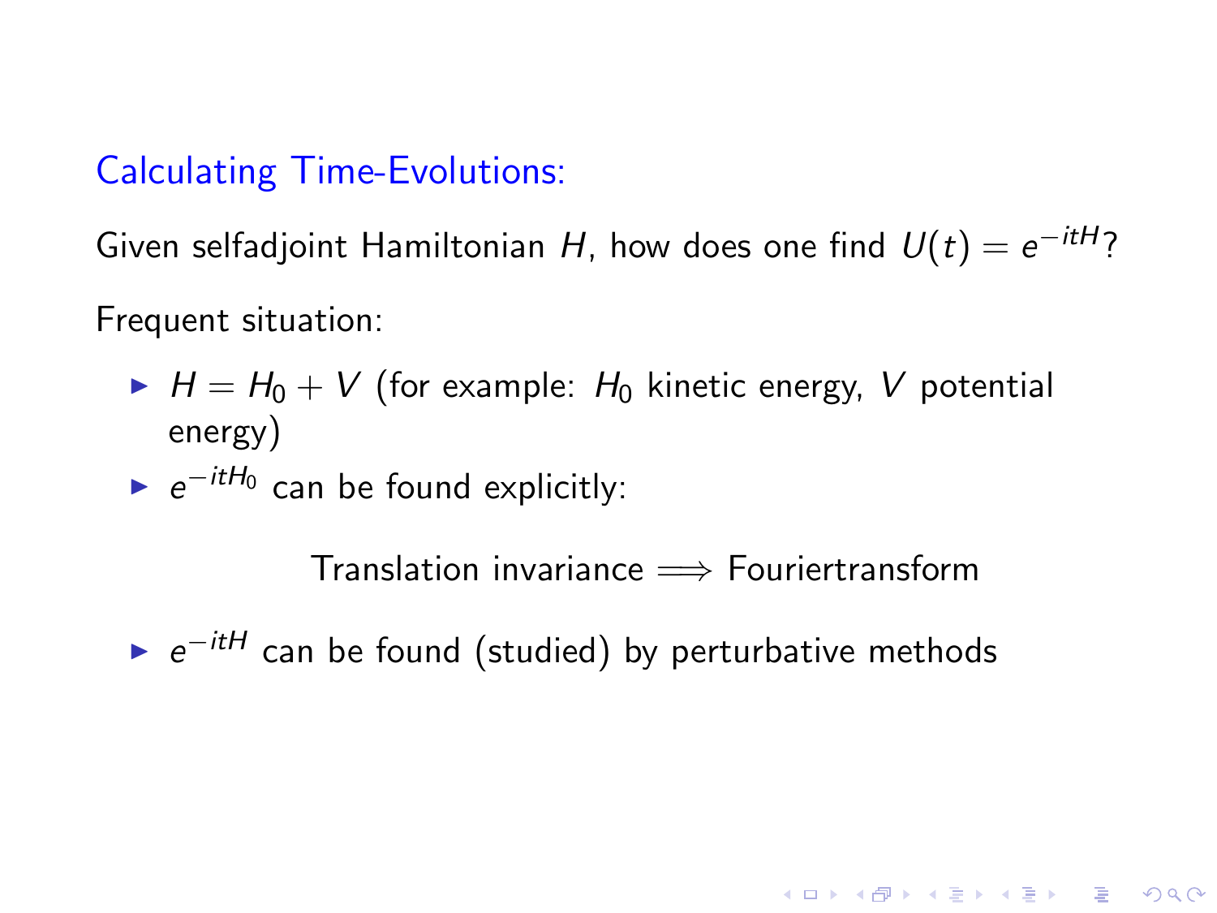## Calculating Time-Evolutions:

Given selfadjoint Hamiltonian $H$, how does one find $U(t) = e^{-itH}$?

Frequent situation:

- $H = H_0 + V$ (for example: $H_0$ kinetic energy, $V$ potential energy)
- $e^{-itH_0}$ can be found explicitly:

$$\text{Translation invariance} \Longrightarrow \text{Fouriertransform}$$

- $e^{-itH}$ can be found (studied) by perturbative methods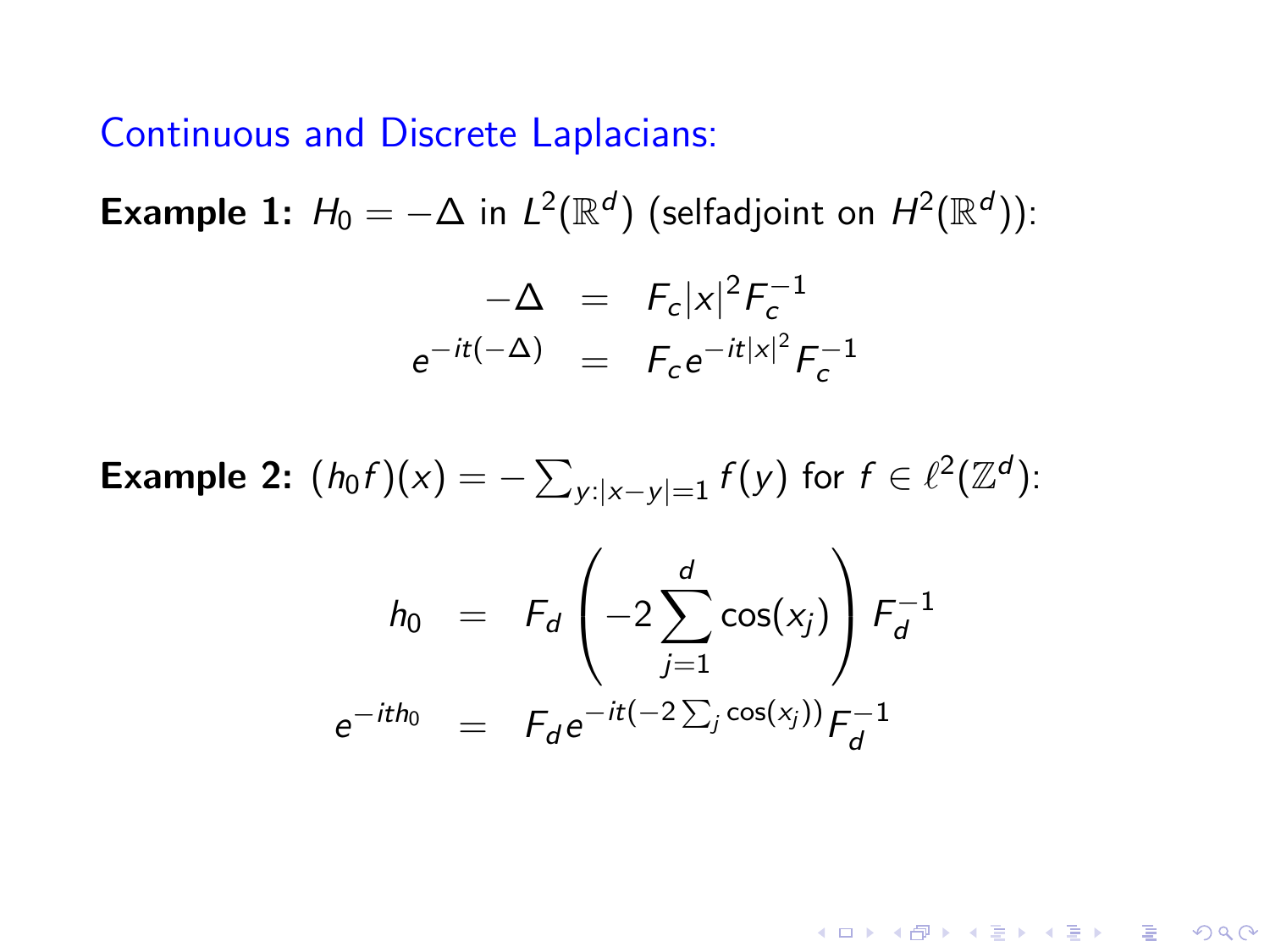## Continuous and Discrete Laplacians:

**Example 1:** $H_0 = -\Delta$ in $L^2(\mathbb{R}^d)$ (selfadjoint on $H^2(\mathbb{R}^d)$):

$$
\begin{aligned}
-\Delta &= F_c |x|^2 F_c^{-1} \\
e^{-it(-\Delta)} &= F_c e^{-it|x|^2} F_c^{-1}
\end{aligned}
$$

**Example 2:** $(h_0 f)(x) = -\sum_{y:|x-y|=1} f(y)$ for $f \in \ell^2(\mathbb{Z}^d)$:

$$
\begin{aligned}
h_0 &= F_d \left( -2 \sum_{j=1}^{d} \cos(x_j) \right) F_d^{-1} \\
e^{-ith_0} &= F_d e^{-it(-2\sum_j \cos(x_j))} F_d^{-1}
\end{aligned}
$$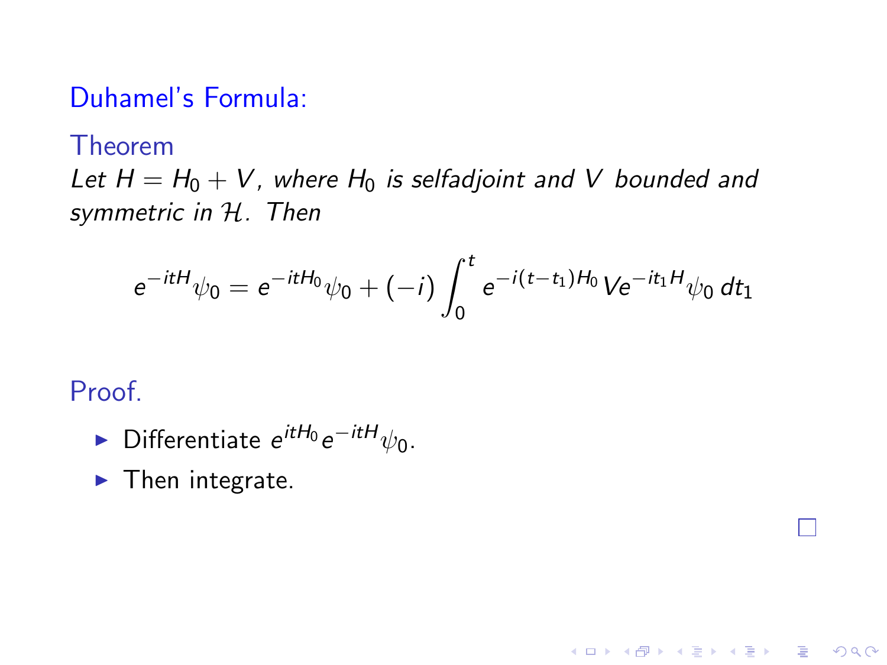## Duhamel's Formula:

**Theorem**

*Let $H = H_0 + V$, where $H_0$ is selfadjoint and $V$ bounded and symmetric in $\mathcal{H}$. Then*

$$e^{-itH}\psi_0 = e^{-itH_0}\psi_0 + (-i)\int_0^t e^{-i(t-t_1)H_0} V e^{-it_1 H}\psi_0 \, dt_1$$

**Proof.**

- Differentiate $e^{itH_0}e^{-itH}\psi_0$.
- Then integrate.

□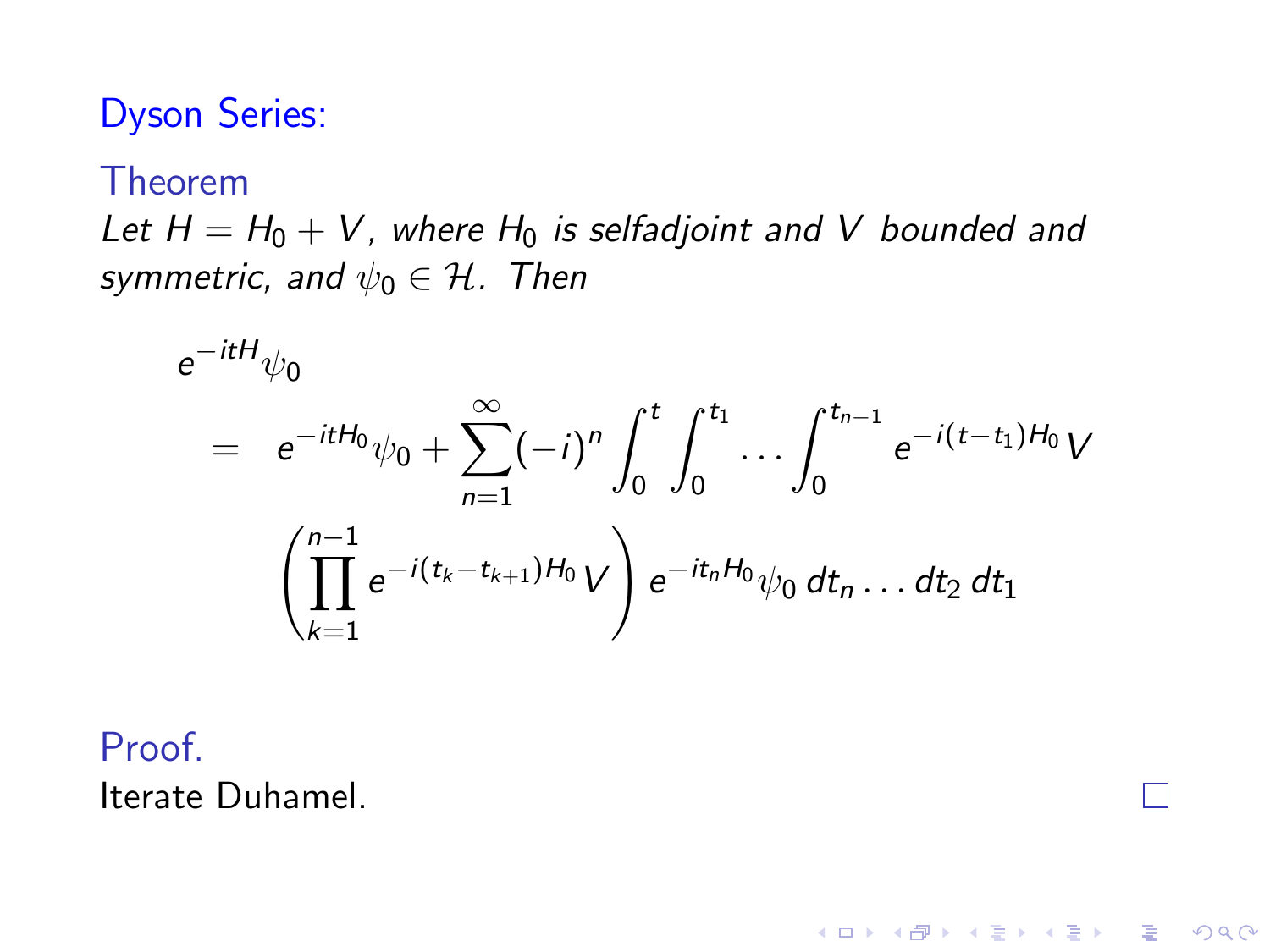## Dyson Series:

**Theorem**

*Let $H = H_0 + V$, where $H_0$ is selfadjoint and $V$ bounded and symmetric, and $\psi_0 \in \mathcal{H}$. Then*

$$
\begin{aligned}
& e^{-itH}\psi_0 \\
&= e^{-itH_0}\psi_0 + \sum_{n=1}^{\infty}(-i)^n \int_0^t \int_0^{t_1} \dots \int_0^{t_{n-1}} e^{-i(t-t_1)H_0} V \\
&\qquad \left( \prod_{k=1}^{n-1} e^{-i(t_k - t_{k+1})H_0} V \right) e^{-it_n H_0}\psi_0 \, dt_n \dots dt_2 \, dt_1
\end{aligned}
$$

**Proof.**

Iterate Duhamel. □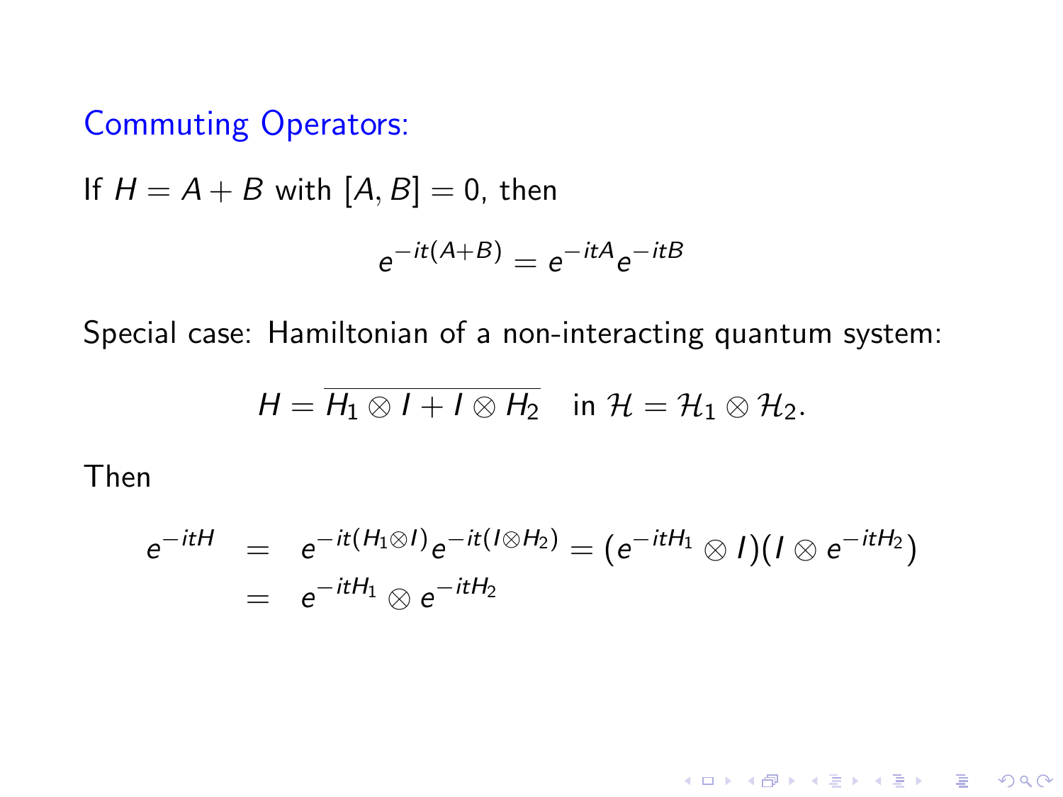## Commuting Operators:

If $H = A + B$ with $[A, B] = 0$, then

$$e^{-it(A+B)} = e^{-itA} e^{-itB}$$

Special case: Hamiltonian of a non-interacting quantum system:

$$H = \overline{H_1 \otimes I + I \otimes H_2} \quad \text{in } \mathcal{H} = \mathcal{H}_1 \otimes \mathcal{H}_2.$$

Then

$$\begin{aligned} e^{-itH} &= e^{-it(H_1 \otimes I)} e^{-it(I \otimes H_2)} = (e^{-itH_1} \otimes I)(I \otimes e^{-itH_2}) \\ &= e^{-itH_1} \otimes e^{-itH_2} \end{aligned}$$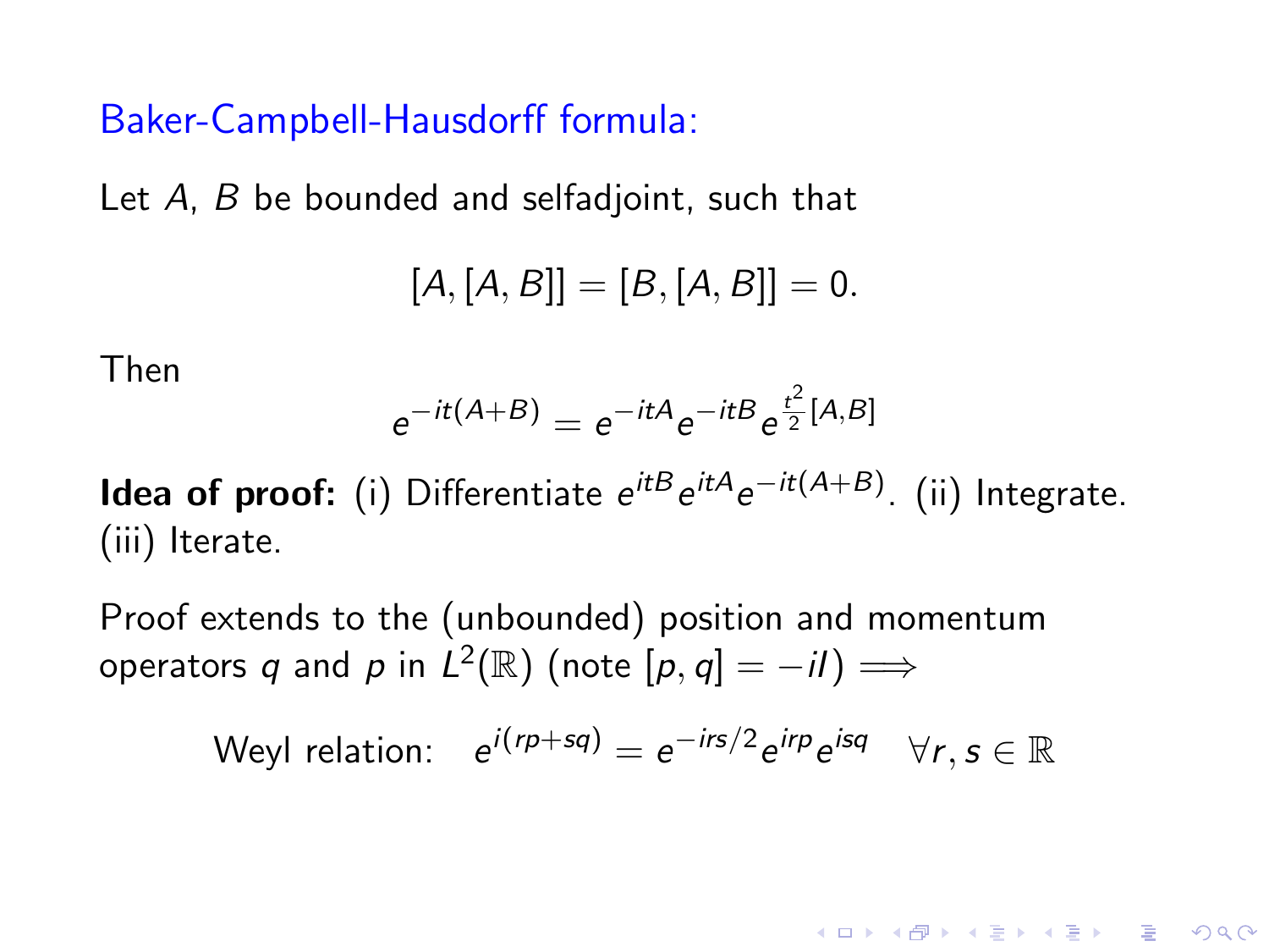## Baker-Campbell-Hausdorff formula:

Let $A$, $B$ be bounded and selfadjoint, such that

$$[A, [A, B]] = [B, [A, B]] = 0.$$

Then

$$e^{-it(A+B)} = e^{-itA} e^{-itB} e^{\frac{t^2}{2}[A,B]}$$

**Idea of proof:** (i) Differentiate $e^{itB} e^{itA} e^{-it(A+B)}$. (ii) Integrate. (iii) Iterate.

Proof extends to the (unbounded) position and momentum operators $q$ and $p$ in $L^2(\mathbb{R})$ (note $[p, q] = -iI$) $\Longrightarrow$

$$\text{Weyl relation:} \quad e^{i(rp+sq)} = e^{-irs/2} e^{irp} e^{isq} \quad \forall r, s \in \mathbb{R}$$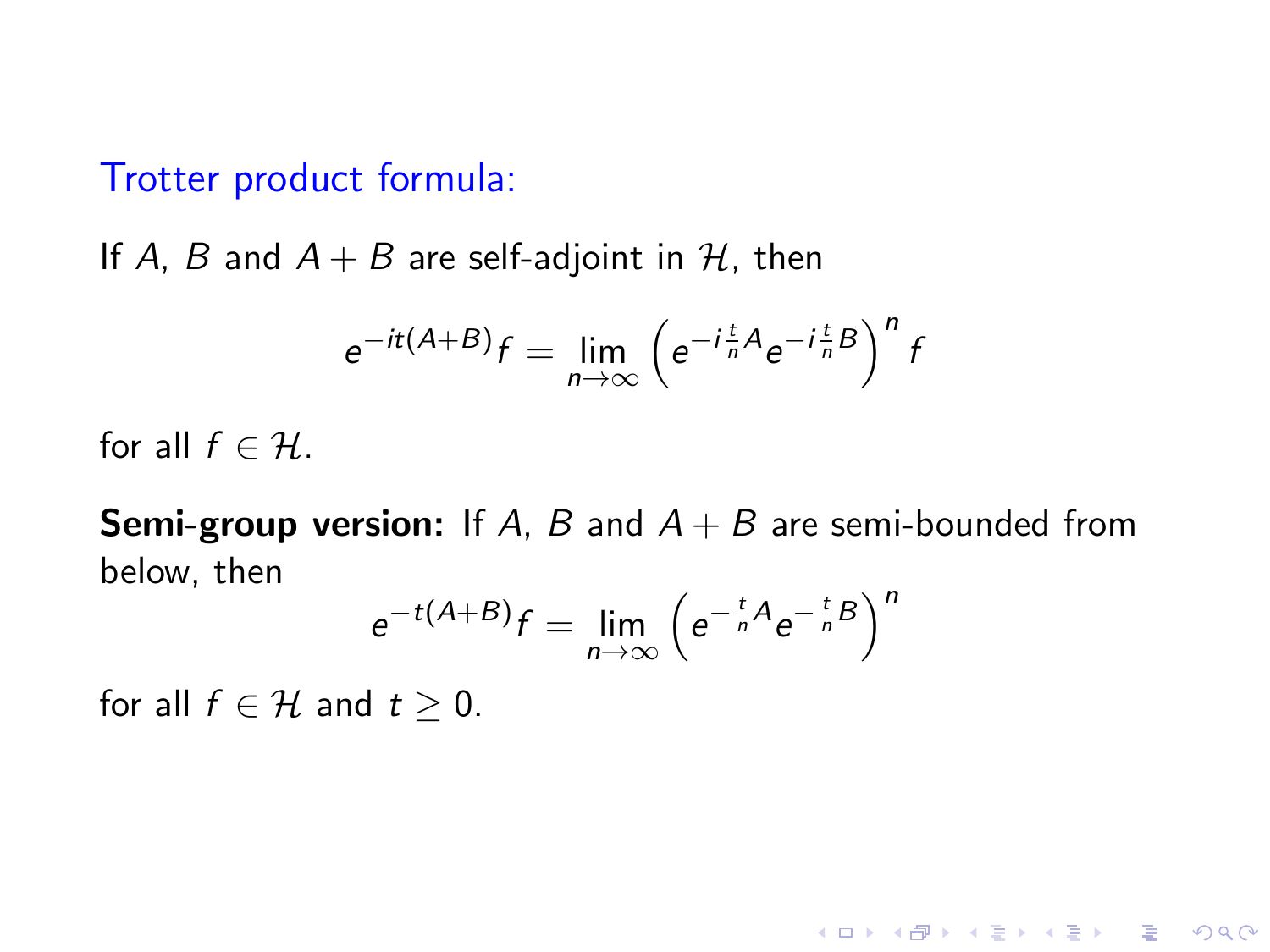## Trotter product formula:

If $A$, $B$ and $A+B$ are self-adjoint in $\mathcal{H}$, then

$$e^{-it(A+B)}f = \lim_{n\to\infty} \left( e^{-i\frac{t}{n}A} e^{-i\frac{t}{n}B} \right)^n f$$

for all $f \in \mathcal{H}$.

**Semi-group version:** If $A$, $B$ and $A+B$ are semi-bounded from below, then

$$e^{-t(A+B)}f = \lim_{n\to\infty} \left( e^{-\frac{t}{n}A} e^{-\frac{t}{n}B} \right)^n$$

for all $f \in \mathcal{H}$ and $t \geq 0$.